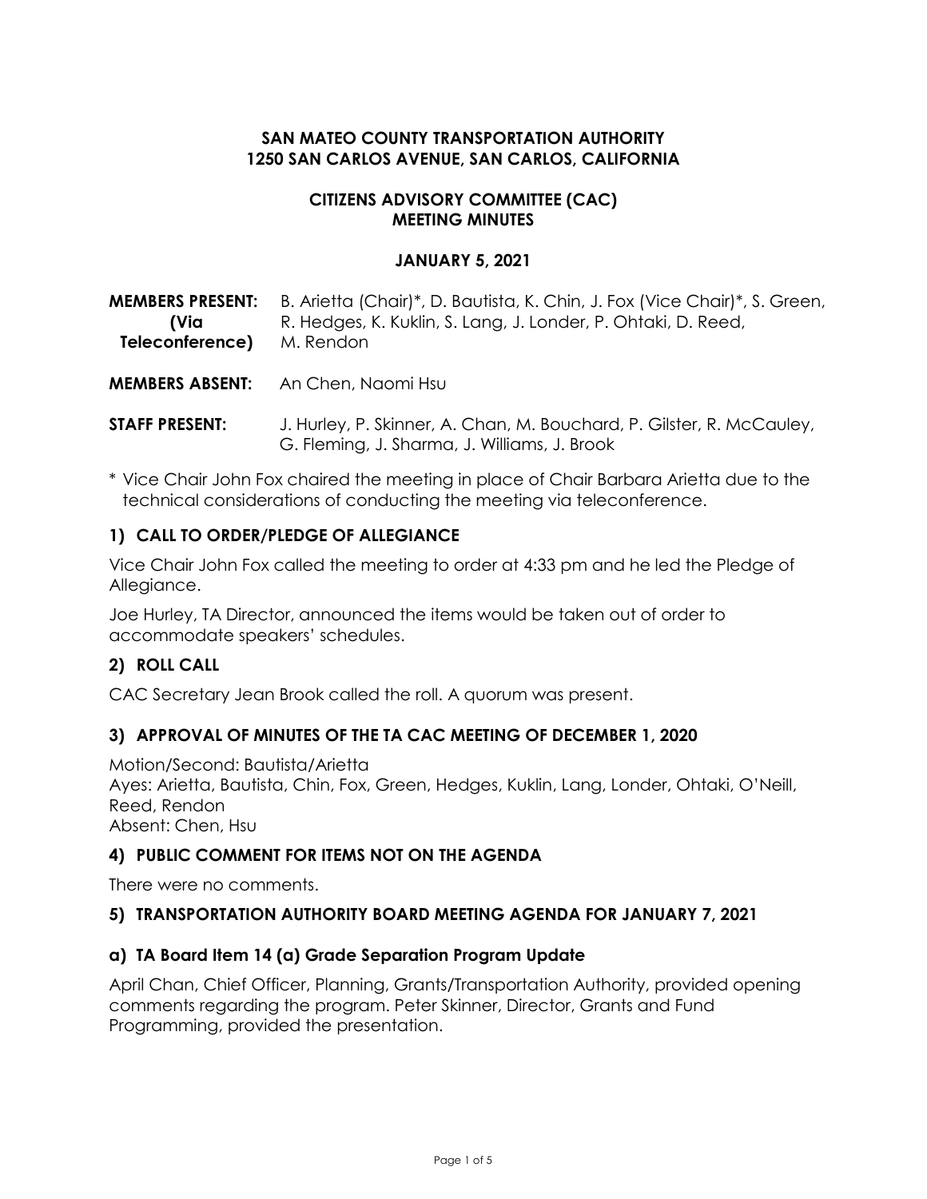**SAN MATEO COUNTY TRANSPORTATION AUTHORITY**
**1250 SAN CARLOS AVENUE, SAN CARLOS, CALIFORNIA**

**CITIZENS ADVISORY COMMITTEE (CAC)**
**MEETING MINUTES**

**JANUARY 5, 2021**

**MEMBERS PRESENT: (Via Teleconference)** B. Arietta (Chair)*, D. Bautista, K. Chin, J. Fox (Vice Chair)*, S. Green, R. Hedges, K. Kuklin, S. Lang, J. Londer, P. Ohtaki, D. Reed, M. Rendon

**MEMBERS ABSENT:** An Chen, Naomi Hsu

**STAFF PRESENT:** J. Hurley, P. Skinner, A. Chan, M. Bouchard, P. Gilster, R. McCauley, G. Fleming, J. Sharma, J. Williams, J. Brook

\* Vice Chair John Fox chaired the meeting in place of Chair Barbara Arietta due to the technical considerations of conducting the meeting via teleconference.

## 1) CALL TO ORDER/PLEDGE OF ALLEGIANCE

Vice Chair John Fox called the meeting to order at 4:33 pm and he led the Pledge of Allegiance.

Joe Hurley, TA Director, announced the items would be taken out of order to accommodate speakers' schedules.

## 2) ROLL CALL

CAC Secretary Jean Brook called the roll. A quorum was present.

## 3) APPROVAL OF MINUTES OF THE TA CAC MEETING OF DECEMBER 1, 2020

Motion/Second: Bautista/Arietta
Ayes: Arietta, Bautista, Chin, Fox, Green, Hedges, Kuklin, Lang, Londer, Ohtaki, O'Neill, Reed, Rendon
Absent: Chen, Hsu

## 4) PUBLIC COMMENT FOR ITEMS NOT ON THE AGENDA

There were no comments.

## 5) TRANSPORTATION AUTHORITY BOARD MEETING AGENDA FOR JANUARY 7, 2021

### a) TA Board Item 14 (a) Grade Separation Program Update

April Chan, Chief Officer, Planning, Grants/Transportation Authority, provided opening comments regarding the program. Peter Skinner, Director, Grants and Fund Programming, provided the presentation.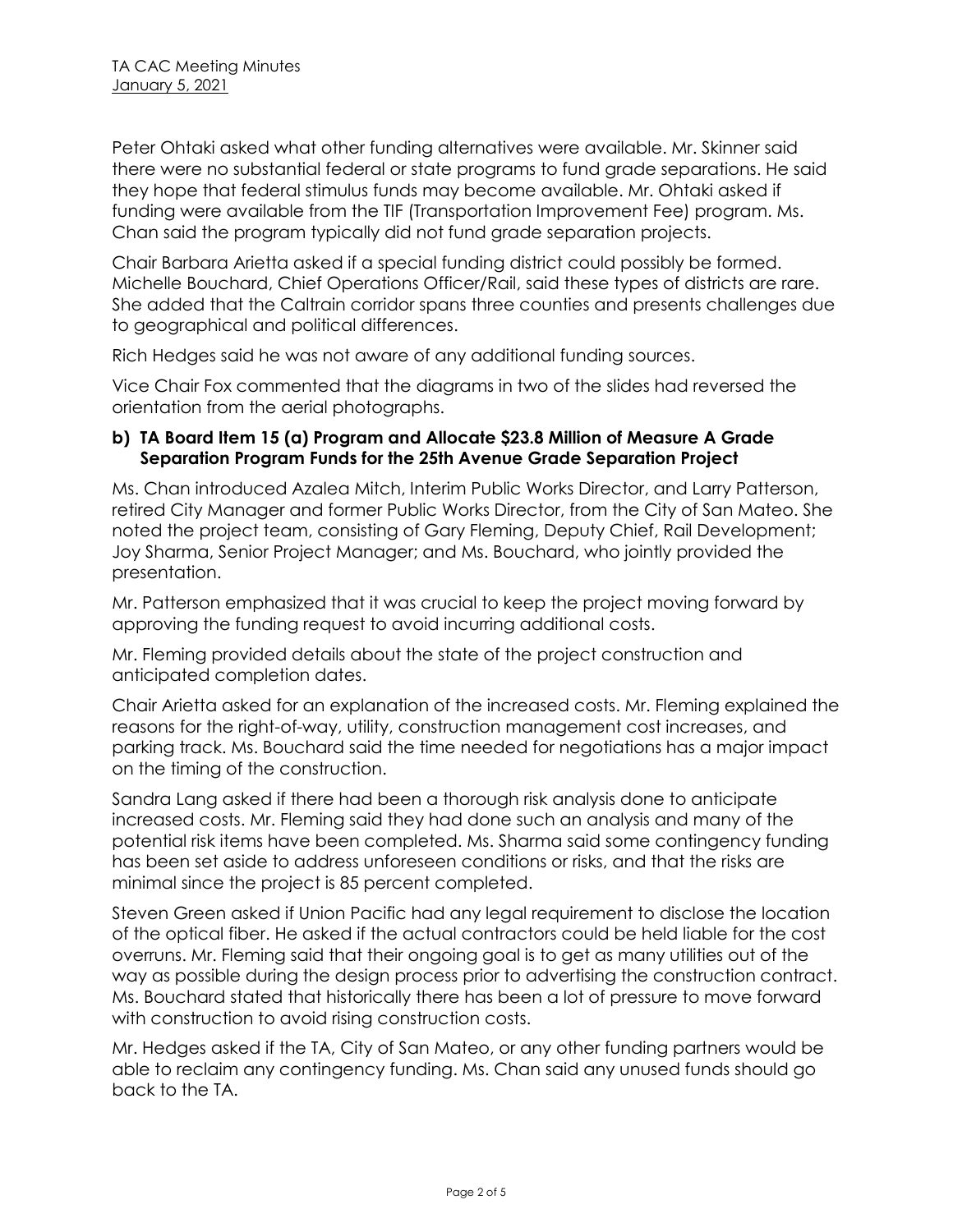Peter Ohtaki asked what other funding alternatives were available. Mr. Skinner said there were no substantial federal or state programs to fund grade separations. He said they hope that federal stimulus funds may become available. Mr. Ohtaki asked if funding were available from the TIF (Transportation Improvement Fee) program. Ms. Chan said the program typically did not fund grade separation projects.

Chair Barbara Arietta asked if a special funding district could possibly be formed. Michelle Bouchard, Chief Operations Officer/Rail, said these types of districts are rare. She added that the Caltrain corridor spans three counties and presents challenges due to geographical and political differences.

Rich Hedges said he was not aware of any additional funding sources.

Vice Chair Fox commented that the diagrams in two of the slides had reversed the orientation from the aerial photographs.

### b) TA Board Item 15 (a) Program and Allocate $23.8 Million of Measure A Grade Separation Program Funds for the 25th Avenue Grade Separation Project

Ms. Chan introduced Azalea Mitch, Interim Public Works Director, and Larry Patterson, retired City Manager and former Public Works Director, from the City of San Mateo. She noted the project team, consisting of Gary Fleming, Deputy Chief, Rail Development; Joy Sharma, Senior Project Manager; and Ms. Bouchard, who jointly provided the presentation.

Mr. Patterson emphasized that it was crucial to keep the project moving forward by approving the funding request to avoid incurring additional costs.

Mr. Fleming provided details about the state of the project construction and anticipated completion dates.

Chair Arietta asked for an explanation of the increased costs. Mr. Fleming explained the reasons for the right-of-way, utility, construction management cost increases, and parking track. Ms. Bouchard said the time needed for negotiations has a major impact on the timing of the construction.

Sandra Lang asked if there had been a thorough risk analysis done to anticipate increased costs. Mr. Fleming said they had done such an analysis and many of the potential risk items have been completed. Ms. Sharma said some contingency funding has been set aside to address unforeseen conditions or risks, and that the risks are minimal since the project is 85 percent completed.

Steven Green asked if Union Pacific had any legal requirement to disclose the location of the optical fiber. He asked if the actual contractors could be held liable for the cost overruns. Mr. Fleming said that their ongoing goal is to get as many utilities out of the way as possible during the design process prior to advertising the construction contract. Ms. Bouchard stated that historically there has been a lot of pressure to move forward with construction to avoid rising construction costs.

Mr. Hedges asked if the TA, City of San Mateo, or any other funding partners would be able to reclaim any contingency funding. Ms. Chan said any unused funds should go back to the TA.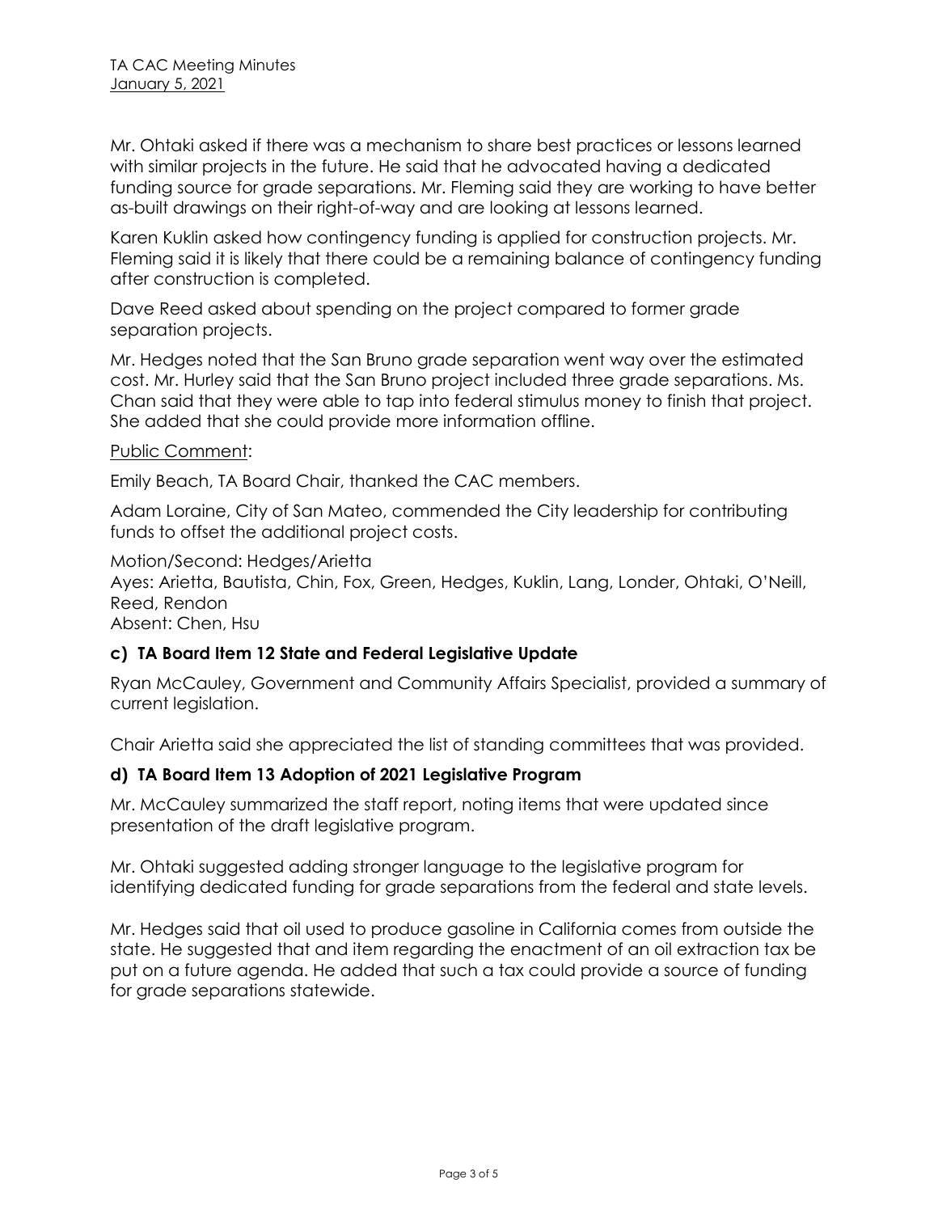Mr. Ohtaki asked if there was a mechanism to share best practices or lessons learned with similar projects in the future. He said that he advocated having a dedicated funding source for grade separations. Mr. Fleming said they are working to have better as-built drawings on their right-of-way and are looking at lessons learned.

Karen Kuklin asked how contingency funding is applied for construction projects. Mr. Fleming said it is likely that there could be a remaining balance of contingency funding after construction is completed.

Dave Reed asked about spending on the project compared to former grade separation projects.

Mr. Hedges noted that the San Bruno grade separation went way over the estimated cost. Mr. Hurley said that the San Bruno project included three grade separations. Ms. Chan said that they were able to tap into federal stimulus money to finish that project. She added that she could provide more information offline.

Public Comment:

Emily Beach, TA Board Chair, thanked the CAC members.

Adam Loraine, City of San Mateo, commended the City leadership for contributing funds to offset the additional project costs.

Motion/Second: Hedges/Arietta
Ayes: Arietta, Bautista, Chin, Fox, Green, Hedges, Kuklin, Lang, Londer, Ohtaki, O'Neill, Reed, Rendon
Absent: Chen, Hsu

### c) TA Board Item 12 State and Federal Legislative Update

Ryan McCauley, Government and Community Affairs Specialist, provided a summary of current legislation.

Chair Arietta said she appreciated the list of standing committees that was provided.

### d) TA Board Item 13 Adoption of 2021 Legislative Program

Mr. McCauley summarized the staff report, noting items that were updated since presentation of the draft legislative program.

Mr. Ohtaki suggested adding stronger language to the legislative program for identifying dedicated funding for grade separations from the federal and state levels.

Mr. Hedges said that oil used to produce gasoline in California comes from outside the state. He suggested that and item regarding the enactment of an oil extraction tax be put on a future agenda. He added that such a tax could provide a source of funding for grade separations statewide.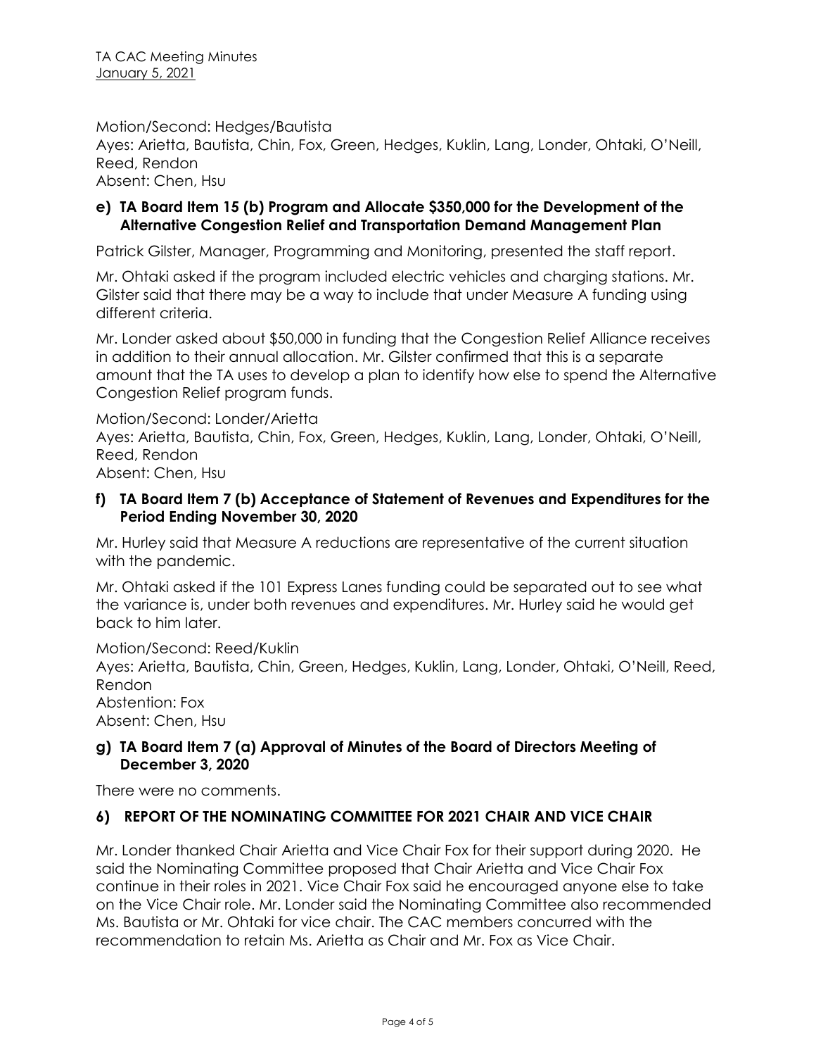Motion/Second: Hedges/Bautista
Ayes: Arietta, Bautista, Chin, Fox, Green, Hedges, Kuklin, Lang, Londer, Ohtaki, O'Neill, Reed, Rendon
Absent: Chen, Hsu

**e) TA Board Item 15 (b) Program and Allocate $350,000 for the Development of the Alternative Congestion Relief and Transportation Demand Management Plan**

Patrick Gilster, Manager, Programming and Monitoring, presented the staff report.

Mr. Ohtaki asked if the program included electric vehicles and charging stations. Mr. Gilster said that there may be a way to include that under Measure A funding using different criteria.

Mr. Londer asked about $50,000 in funding that the Congestion Relief Alliance receives in addition to their annual allocation. Mr. Gilster confirmed that this is a separate amount that the TA uses to develop a plan to identify how else to spend the Alternative Congestion Relief program funds.

Motion/Second: Londer/Arietta
Ayes: Arietta, Bautista, Chin, Fox, Green, Hedges, Kuklin, Lang, Londer, Ohtaki, O'Neill, Reed, Rendon
Absent: Chen, Hsu

**f) TA Board Item 7 (b) Acceptance of Statement of Revenues and Expenditures for the Period Ending November 30, 2020**

Mr. Hurley said that Measure A reductions are representative of the current situation with the pandemic.

Mr. Ohtaki asked if the 101 Express Lanes funding could be separated out to see what the variance is, under both revenues and expenditures. Mr. Hurley said he would get back to him later.

Motion/Second: Reed/Kuklin
Ayes: Arietta, Bautista, Chin, Green, Hedges, Kuklin, Lang, Londer, Ohtaki, O'Neill, Reed, Rendon
Abstention: Fox
Absent: Chen, Hsu

**g) TA Board Item 7 (a) Approval of Minutes of the Board of Directors Meeting of December 3, 2020**

There were no comments.

## 6) REPORT OF THE NOMINATING COMMITTEE FOR 2021 CHAIR AND VICE CHAIR

Mr. Londer thanked Chair Arietta and Vice Chair Fox for their support during 2020. He said the Nominating Committee proposed that Chair Arietta and Vice Chair Fox continue in their roles in 2021. Vice Chair Fox said he encouraged anyone else to take on the Vice Chair role. Mr. Londer said the Nominating Committee also recommended Ms. Bautista or Mr. Ohtaki for vice chair. The CAC members concurred with the recommendation to retain Ms. Arietta as Chair and Mr. Fox as Vice Chair.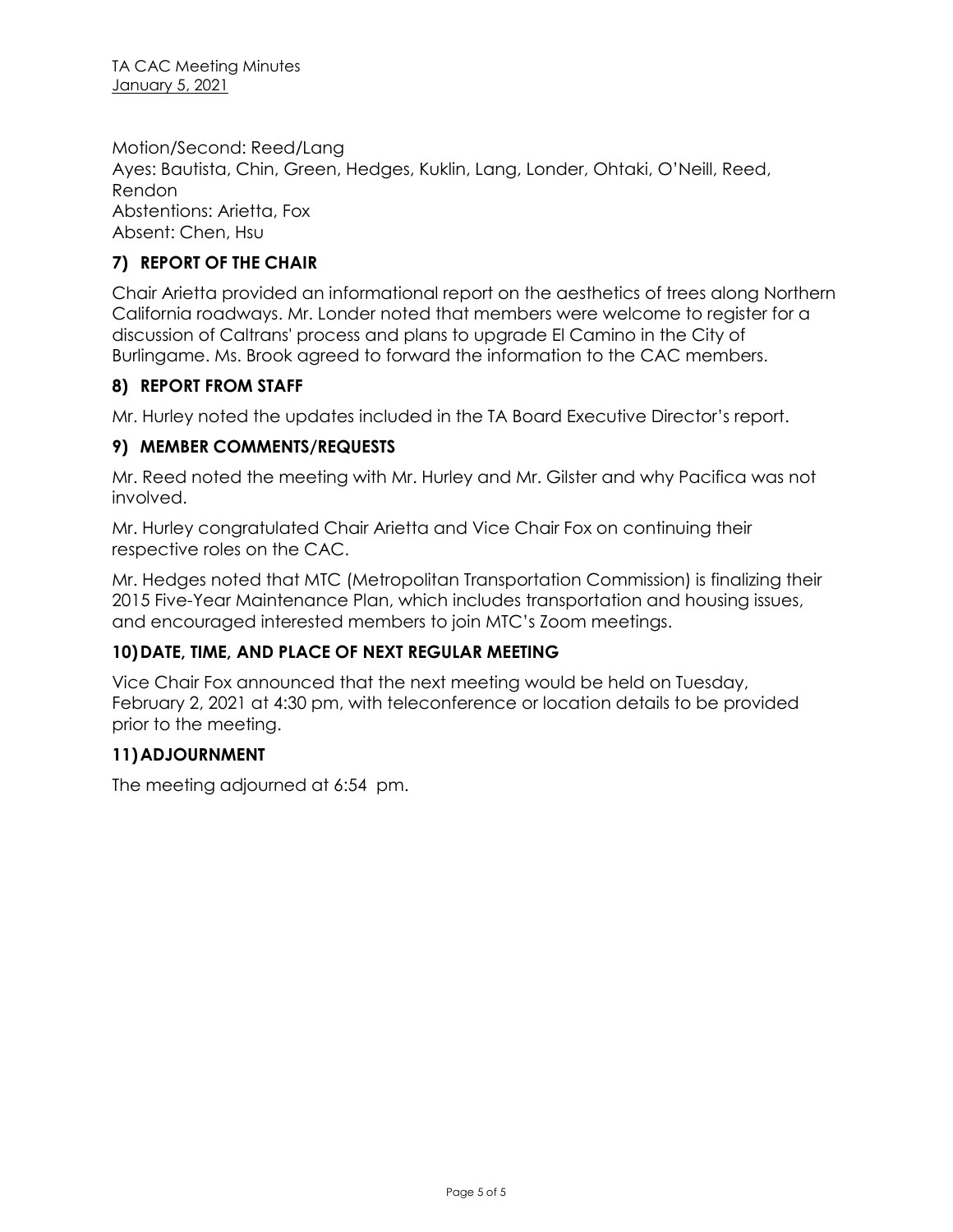Motion/Second: Reed/Lang
Ayes: Bautista, Chin, Green, Hedges, Kuklin, Lang, Londer, Ohtaki, O'Neill, Reed, Rendon
Abstentions: Arietta, Fox
Absent: Chen, Hsu

## 7) REPORT OF THE CHAIR

Chair Arietta provided an informational report on the aesthetics of trees along Northern California roadways. Mr. Londer noted that members were welcome to register for a discussion of Caltrans' process and plans to upgrade El Camino in the City of Burlingame. Ms. Brook agreed to forward the information to the CAC members.

## 8) REPORT FROM STAFF

Mr. Hurley noted the updates included in the TA Board Executive Director's report.

## 9) MEMBER COMMENTS/REQUESTS

Mr. Reed noted the meeting with Mr. Hurley and Mr. Gilster and why Pacifica was not involved.

Mr. Hurley congratulated Chair Arietta and Vice Chair Fox on continuing their respective roles on the CAC.

Mr. Hedges noted that MTC (Metropolitan Transportation Commission) is finalizing their 2015 Five-Year Maintenance Plan, which includes transportation and housing issues, and encouraged interested members to join MTC's Zoom meetings.

## 10) DATE, TIME, AND PLACE OF NEXT REGULAR MEETING

Vice Chair Fox announced that the next meeting would be held on Tuesday, February 2, 2021 at 4:30 pm, with teleconference or location details to be provided prior to the meeting.

## 11) ADJOURNMENT

The meeting adjourned at 6:54 pm.